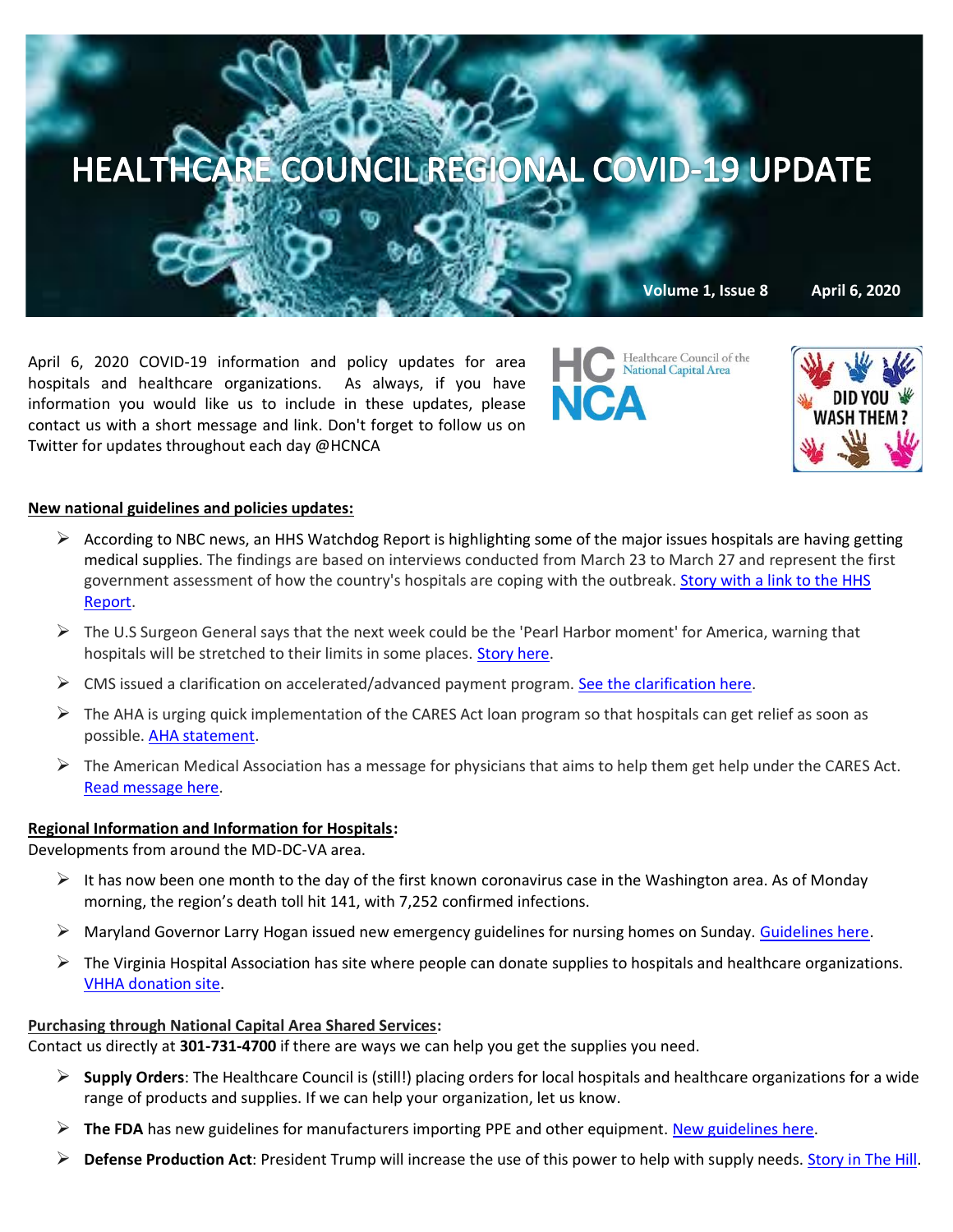# HEALTHCARE COUNCIL REGIONAL COVID-19 UPDATE

**Volume 1, Issue 8 April 6, 2020**

April 6, 2020 COVID-19 information and policy updates for area hospitals and healthcare organizations. As always, if you have information you would like us to include in these updates, please contact us with a short message and link. Don't forget to follow us on Twitter for updates throughout each day @HCNCA

HC NCA Healthcare Council of the National Capital Area

DID YOU WASH THEM?

**New national guidelines and policies updates:**

- According to NBC news, an HHS Watchdog Report is highlighting some of the major issues hospitals are having getting medical supplies. The findings are based on interviews conducted from March 23 to March 27 and represent the first government assessment of how the country's hospitals are coping with the outbreak. Story with a link to the HHS Report.
- The U.S Surgeon General says that the next week could be the 'Pearl Harbor moment' for America, warning that hospitals will be stretched to their limits in some places. Story here.
- CMS issued a clarification on accelerated/advanced payment program. See the clarification here.
- The AHA is urging quick implementation of the CARES Act loan program so that hospitals can get relief as soon as possible. AHA statement.
- The American Medical Association has a message for physicians that aims to help them get help under the CARES Act. Read message here.

**Regional Information and Information for Hospitals:**

Developments from around the MD-DC-VA area.

- It has now been one month to the day of the first known coronavirus case in the Washington area. As of Monday morning, the region's death toll hit 141, with 7,252 confirmed infections.
- Maryland Governor Larry Hogan issued new emergency guidelines for nursing homes on Sunday. Guidelines here.
- The Virginia Hospital Association has site where people can donate supplies to hospitals and healthcare organizations. VHHA donation site.

**Purchasing through National Capital Area Shared Services:**

Contact us directly at **301-731-4700** if there are ways we can help you get the supplies you need.

- **Supply Orders**: The Healthcare Council is (still!) placing orders for local hospitals and healthcare organizations for a wide range of products and supplies. If we can help your organization, let us know.
- **The FDA** has new guidelines for manufacturers importing PPE and other equipment. New guidelines here.
- **Defense Production Act**: President Trump will increase the use of this power to help with supply needs. Story in The Hill.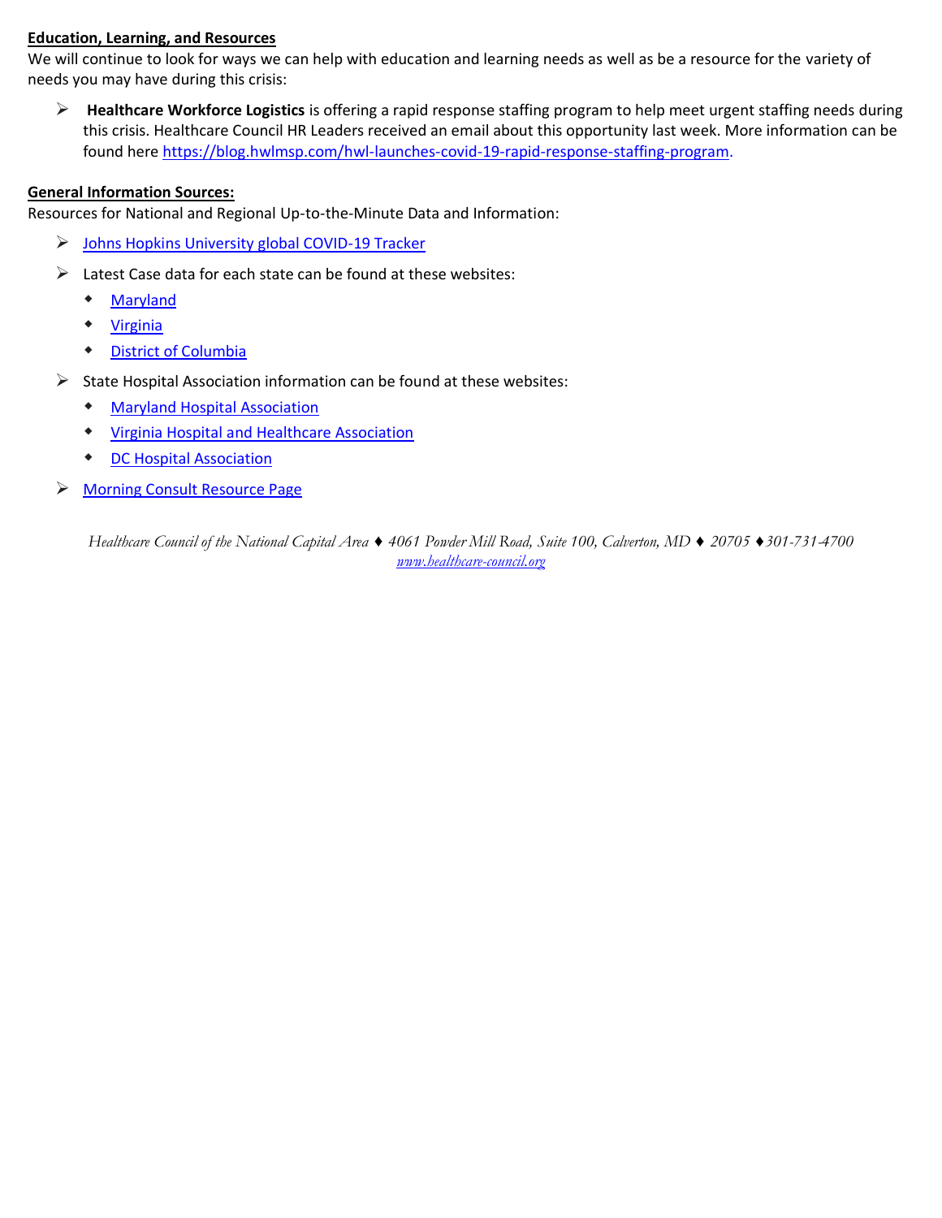**Education, Learning, and Resources**

We will continue to look for ways we can help with education and learning needs as well as be a resource for the variety of needs you may have during this crisis:

- **Healthcare Workforce Logistics** is offering a rapid response staffing program to help meet urgent staffing needs during this crisis. Healthcare Council HR Leaders received an email about this opportunity last week. More information can be found here https://blog.hwlmsp.com/hwl-launches-covid-19-rapid-response-staffing-program.

**General Information Sources:**

Resources for National and Regional Up-to-the-Minute Data and Information:

- Johns Hopkins University global COVID-19 Tracker
- Latest Case data for each state can be found at these websites:
  - Maryland
  - Virginia
  - District of Columbia
- State Hospital Association information can be found at these websites:
  - Maryland Hospital Association
  - Virginia Hospital and Healthcare Association
  - DC Hospital Association
- Morning Consult Resource Page

*Healthcare Council of the National Capital Area ♦ 4061 Powder Mill Road, Suite 100, Calverton, MD ♦ 20705 ♦301-731-4700*
*www.healthcare-council.org*